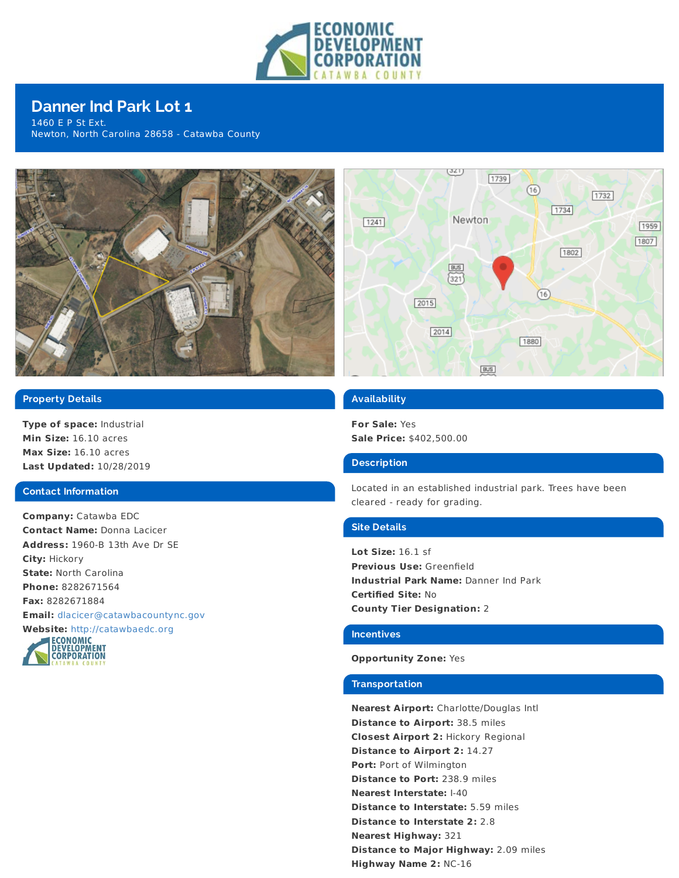# Danner Ind Park Lot 1

1460 E P St Ext.
Newton, North Carolina 28658 - Catawba County

## Property Details

**Type of space:** Industrial
**Min Size:** 16.10 acres
**Max Size:** 16.10 acres
**Last Updated:** 10/28/2019

## Contact Information

**Company:** Catawba EDC
**Contact Name:** Donna Lacicer
**Address:** 1960-B 13th Ave Dr SE
**City:** Hickory
**State:** North Carolina
**Phone:** 8282671564
**Fax:** 8282671884
**Email:** dlacicer@catawbacountync.gov
**Website:** http://catawbaedc.org

## Availability

**For Sale:** Yes
**Sale Price:** $402,500.00

## Description

Located in an established industrial park. Trees have been cleared - ready for grading.

## Site Details

**Lot Size:** 16.1 sf
**Previous Use:** Greenfield
**Industrial Park Name:** Danner Ind Park
**Certified Site:** No
**County Tier Designation:** 2

## Incentives

**Opportunity Zone:** Yes

## Transportation

**Nearest Airport:** Charlotte/Douglas Intl
**Distance to Airport:** 38.5 miles
**Closest Airport 2:** Hickory Regional
**Distance to Airport 2:** 14.27
**Port:** Port of Wilmington
**Distance to Port:** 238.9 miles
**Nearest Interstate:** I-40
**Distance to Interstate:** 5.59 miles
**Distance to Interstate 2:** 2.8
**Nearest Highway:** 321
**Distance to Major Highway:** 2.09 miles
**Highway Name 2:** NC-16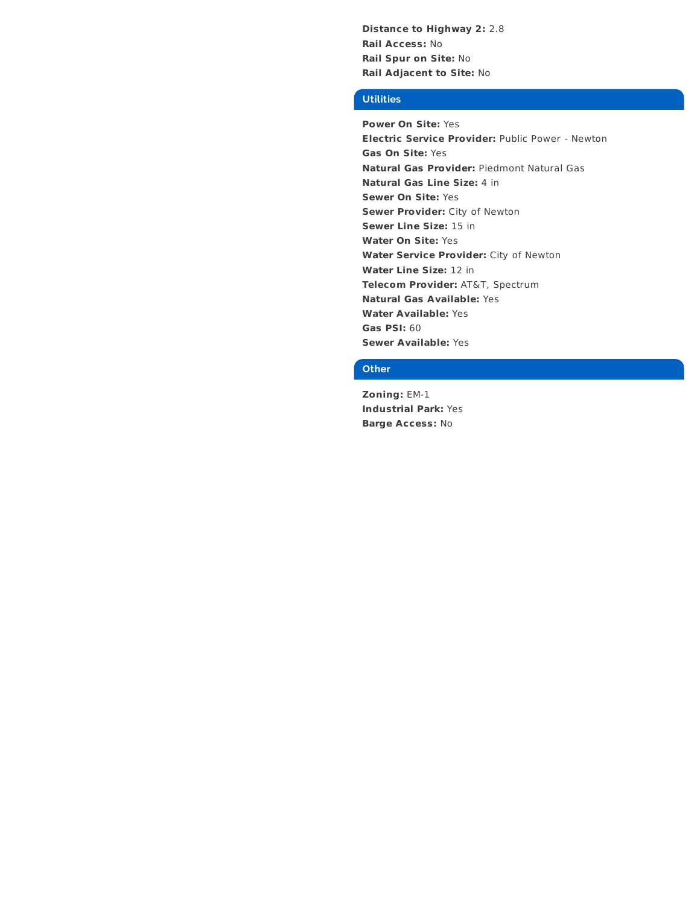**Distance to Highway 2:** 2.8
**Rail Access:** No
**Rail Spur on Site:** No
**Rail Adjacent to Site:** No

## Utilities

**Power On Site:** Yes
**Electric Service Provider:** Public Power - Newton
**Gas On Site:** Yes
**Natural Gas Provider:** Piedmont Natural Gas
**Natural Gas Line Size:** 4 in
**Sewer On Site:** Yes
**Sewer Provider:** City of Newton
**Sewer Line Size:** 15 in
**Water On Site:** Yes
**Water Service Provider:** City of Newton
**Water Line Size:** 12 in
**Telecom Provider:** AT&T, Spectrum
**Natural Gas Available:** Yes
**Water Available:** Yes
**Gas PSI:** 60
**Sewer Available:** Yes

## Other

**Zoning:** EM-1
**Industrial Park:** Yes
**Barge Access:** No